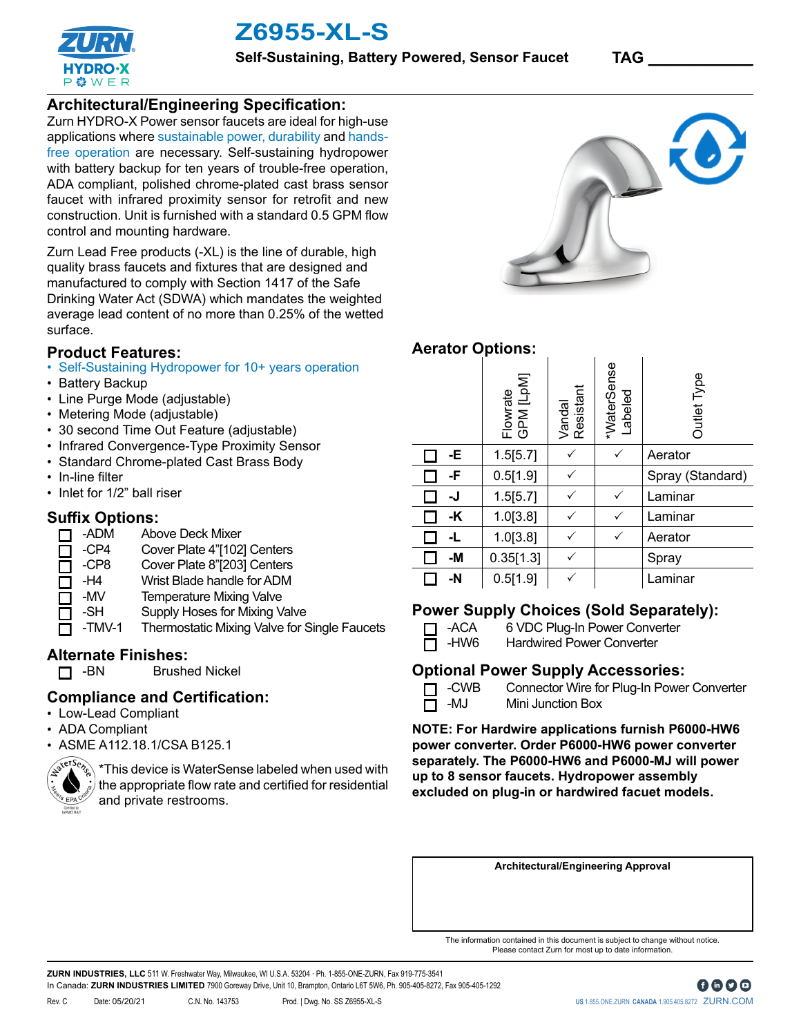# Z6955-XL-S

**Self-Sustaining, Battery Powered, Sensor Faucet**

**TAG** ____________

## Architectural/Engineering Specification:

Zurn HYDRO-X Power sensor faucets are ideal for high-use applications where sustainable power, durability and hands-free operation are necessary. Self-sustaining hydropower with battery backup for ten years of trouble-free operation, ADA compliant, polished chrome-plated cast brass sensor faucet with infrared proximity sensor for retrofit and new construction. Unit is furnished with a standard 0.5 GPM flow control and mounting hardware.

Zurn Lead Free products (-XL) is the line of durable, high quality brass faucets and fixtures that are designed and manufactured to comply with Section 1417 of the Safe Drinking Water Act (SDWA) which mandates the weighted average lead content of no more than 0.25% of the wetted surface.

## Product Features:

- Self-Sustaining Hydropower for 10+ years operation
- Battery Backup
- Line Purge Mode (adjustable)
- Metering Mode (adjustable)
- 30 second Time Out Feature (adjustable)
- Infrared Convergence-Type Proximity Sensor
- Standard Chrome-plated Cast Brass Body
- In-line filter
- Inlet for 1/2" ball riser

## Suffix Options:

- ☐ -ADM Above Deck Mixer
- ☐ -CP4 Cover Plate 4"[102] Centers
- ☐ -CP8 Cover Plate 8"[203] Centers
- ☐ -H4 Wrist Blade handle for ADM
- ☐ -MV Temperature Mixing Valve
- ☐ -SH Supply Hoses for Mixing Valve
- ☐ -TMV-1 Thermostatic Mixing Valve for Single Faucets

## Alternate Finishes:

- ☐ -BN Brushed Nickel

## Compliance and Certification:

- Low-Lead Compliant
- ADA Compliant
- ASME A112.18.1/CSA B125.1

*This device is WaterSense labeled when used with the appropriate flow rate and certified for residential and private restrooms.

## Aerator Options:

| | | Flowrate GPM [LpM] | Vandal Resistant | *WaterSense Labeled | Outlet Type |
|---|---|---|---|---|---|
| ☐ | -E | 1.5[5.7] | ✓ | ✓ | Aerator |
| ☐ | -F | 0.5[1.9] | ✓ | | Spray (Standard) |
| ☐ | -J | 1.5[5.7] | ✓ | ✓ | Laminar |
| ☐ | -K | 1.0[3.8] | ✓ | ✓ | Laminar |
| ☐ | -L | 1.0[3.8] | ✓ | ✓ | Aerator |
| ☐ | -M | 0.35[1.3] | ✓ | | Spray |
| ☐ | -N | 0.5[1.9] | ✓ | | Laminar |

## Power Supply Choices (Sold Separately):

- ☐ -ACA 6 VDC Plug-In Power Converter
- ☐ -HW6 Hardwired Power Converter

## Optional Power Supply Accessories:

- ☐ -CWB Connector Wire for Plug-In Power Converter
- ☐ -MJ Mini Junction Box

**NOTE: For Hardwire applications furnish P6000-HW6 power converter. Order P6000-HW6 power converter separately. The P6000-HW6 and P6000-MJ will power up to 8 sensor faucets. Hydropower assembly excluded on plug-in or hardwired facuet models.**

**Architectural/Engineering Approval**

The information contained in this document is subject to change without notice. Please contact Zurn for most up to date information.

**ZURN INDUSTRIES, LLC** 511 W. Freshwater Way, Milwaukee, WI U.S.A. 53204 · Ph. 1-855-ONE-ZURN, Fax 919-775-3541
In Canada: **ZURN INDUSTRIES LIMITED** 7900 Goreway Drive, Unit 10, Brampton, Ontario L6T 5W6, Ph. 905-405-8272, Fax 905-405-1292

Rev. C Date: 05/20/21 C.N. No. 143753 Prod. | Dwg. No. SS Z6955-XL-S

US 1.855.ONE.ZURN CANADA 1.905.405.8272 ZURN.COM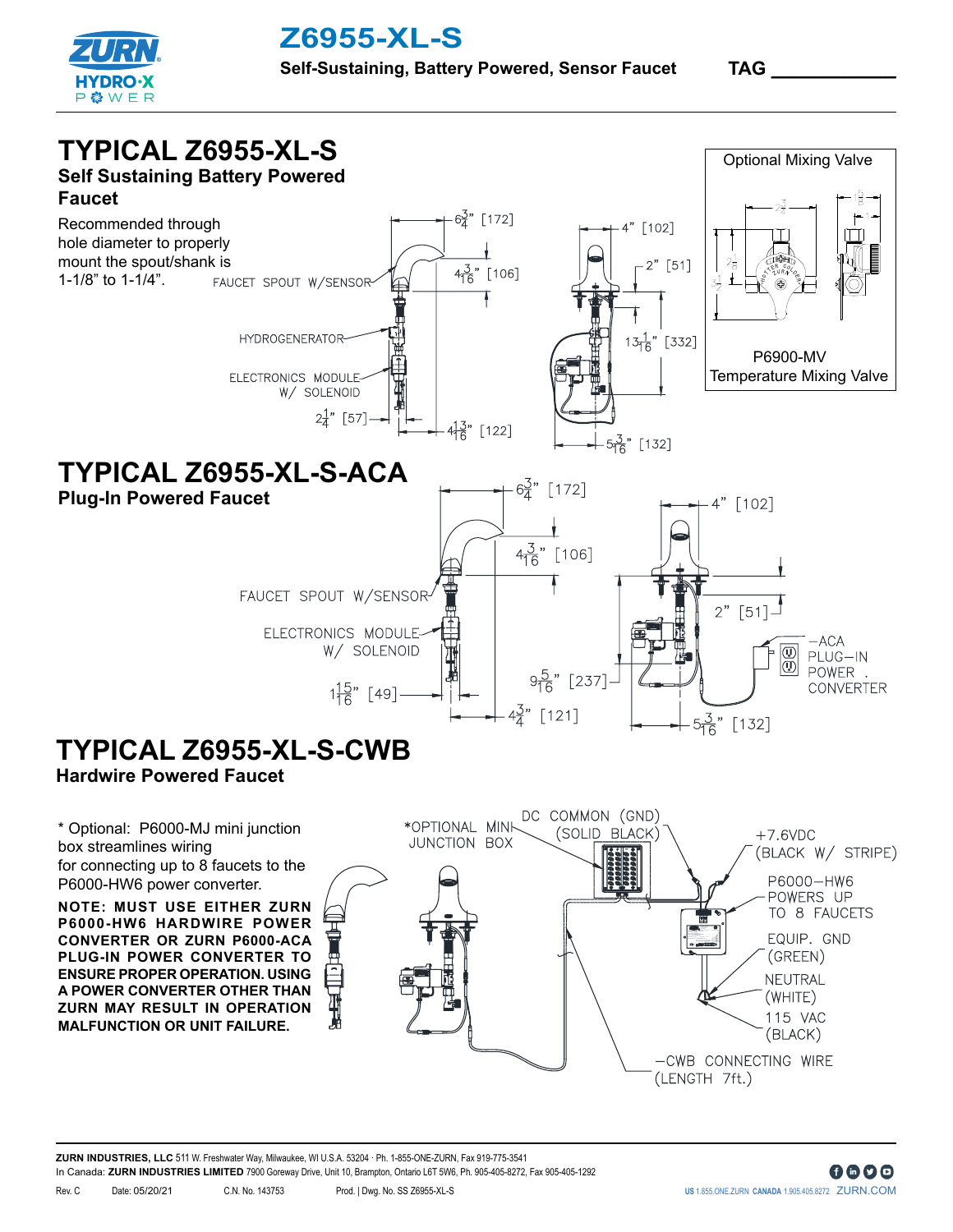# Z6955-XL-S

**Self-Sustaining, Battery Powered, Sensor Faucet**

**TAG** ___________

## TYPICAL Z6955-XL-S

**Self Sustaining Battery Powered Faucet**

Recommended through hole diameter to properly mount the spout/shank is 1-1/8" to 1-1/4".

FAUCET SPOUT W/SENSOR

HYDROGENERATOR

ELECTRONICS MODULE W/ SOLENOID

6 3/4" [172]

4 3/16" [106]

2 1/4" [57]

4 13/16" [122]

4" [102]

2" [51]

13 1/16" [332]

5 3/16" [132]

Optional Mixing Valve

P6900-MV
Temperature Mixing Valve

## TYPICAL Z6955-XL-S-ACA

**Plug-In Powered Faucet**

FAUCET SPOUT W/SENSOR

ELECTRONICS MODULE W/ SOLENOID

6 3/4" [172]

4 3/16" [106]

1 15/16" [49]

4 3/4" [121]

4" [102]

2" [51]

9 5/16" [237]

5 3/16" [132]

ACA PLUG-IN POWER CONVERTER

## TYPICAL Z6955-XL-S-CWB

**Hardwire Powered Faucet**

\* Optional: P6000-MJ mini junction box streamlines wiring for connecting up to 8 faucets to the P6000-HW6 power converter.

**NOTE: MUST USE EITHER ZURN P6000-HW6 HARDWIRE POWER CONVERTER OR ZURN P6000-ACA PLUG-IN POWER CONVERTER TO ENSURE PROPER OPERATION. USING A POWER CONVERTER OTHER THAN ZURN MAY RESULT IN OPERATION MALFUNCTION OR UNIT FAILURE.**

*OPTIONAL MINI JUNCTION BOX

DC COMMON (GND) (SOLID BLACK)

+7.6VDC (BLACK W/ STRIPE)

P6000-HW6 POWERS UP TO 8 FAUCETS

EQUIP. GND (GREEN)

NEUTRAL (WHITE)

115 VAC (BLACK)

CWB CONNECTING WIRE (LENGTH 7ft.)

**ZURN INDUSTRIES, LLC** 511 W. Freshwater Way, Milwaukee, WI U.S.A. 53204 · Ph. 1-855-ONE-ZURN, Fax 919-775-3541
In Canada: **ZURN INDUSTRIES LIMITED** 7900 Goreway Drive, Unit 10, Brampton, Ontario L6T 5W6, Ph. 905-405-8272, Fax 905-405-1292

Rev. C Date: 05/20/21 C.N. No. 143753 Prod. | Dwg. No. SS Z6955-XL-S

US 1.855.ONE.ZURN CANADA 1.905.405.8272 ZURN.COM